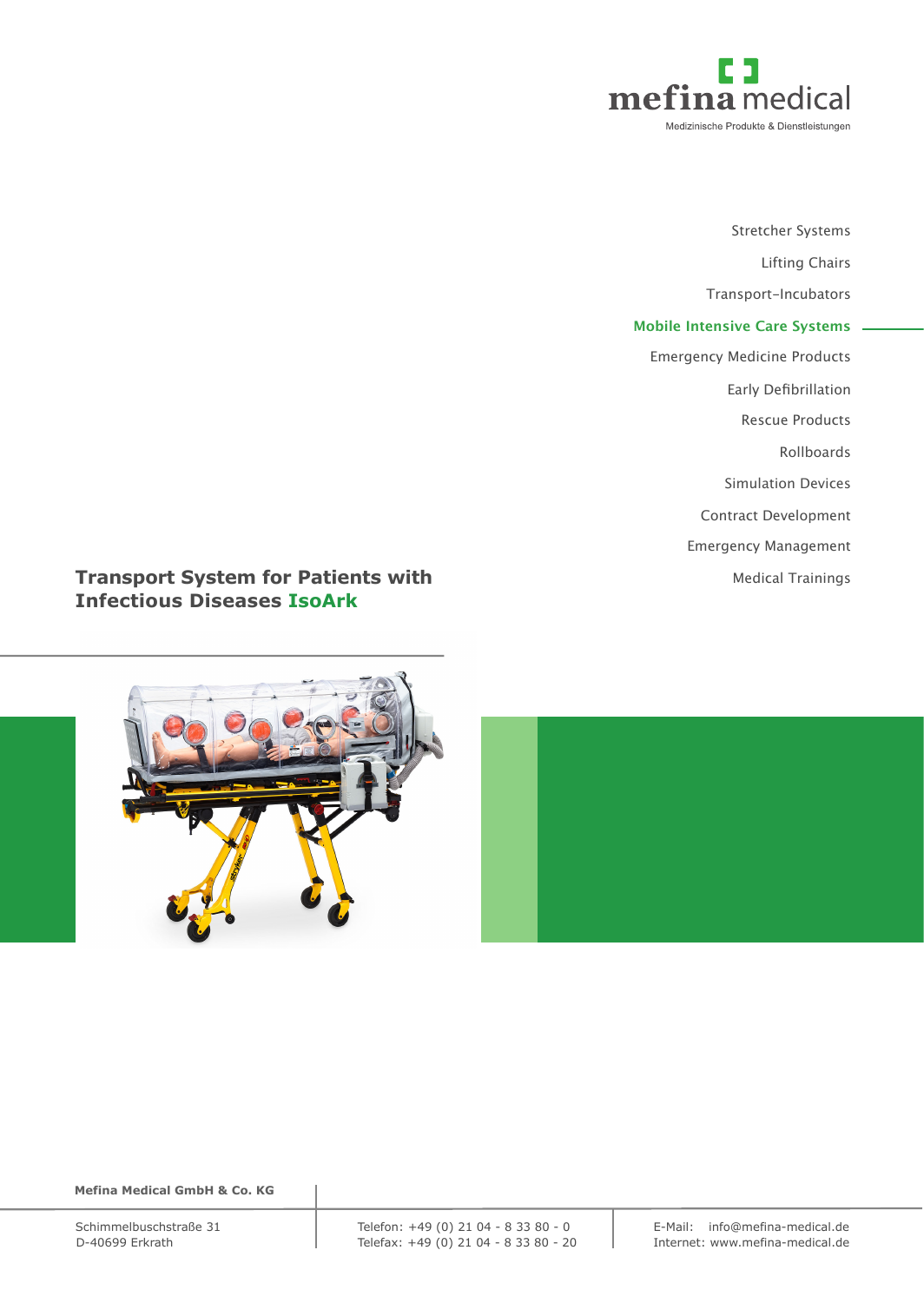mefina medical

Medizinische Produkte & Dienstleistungen

- Stretcher Systems
- Lifting Chairs
- Transport-Incubators
- **Mobile Intensive Care Systems**
- Emergency Medicine Products
- Early Defibrillation
- Rescue Products
- Rollboards
- Simulation Devices
- Contract Development
- Emergency Management
- Medical Trainings

# Transport System for Patients with Infectious Diseases IsoArk

**Mefina Medical GmbH & Co. KG**

Schimmelbuschstraße 31
D-40699 Erkrath

Telefon: +49 (0) 21 04 - 8 33 80 - 0
Telefax: +49 (0) 21 04 - 8 33 80 - 20

E-Mail: info@mefina-medical.de
Internet: www.mefina-medical.de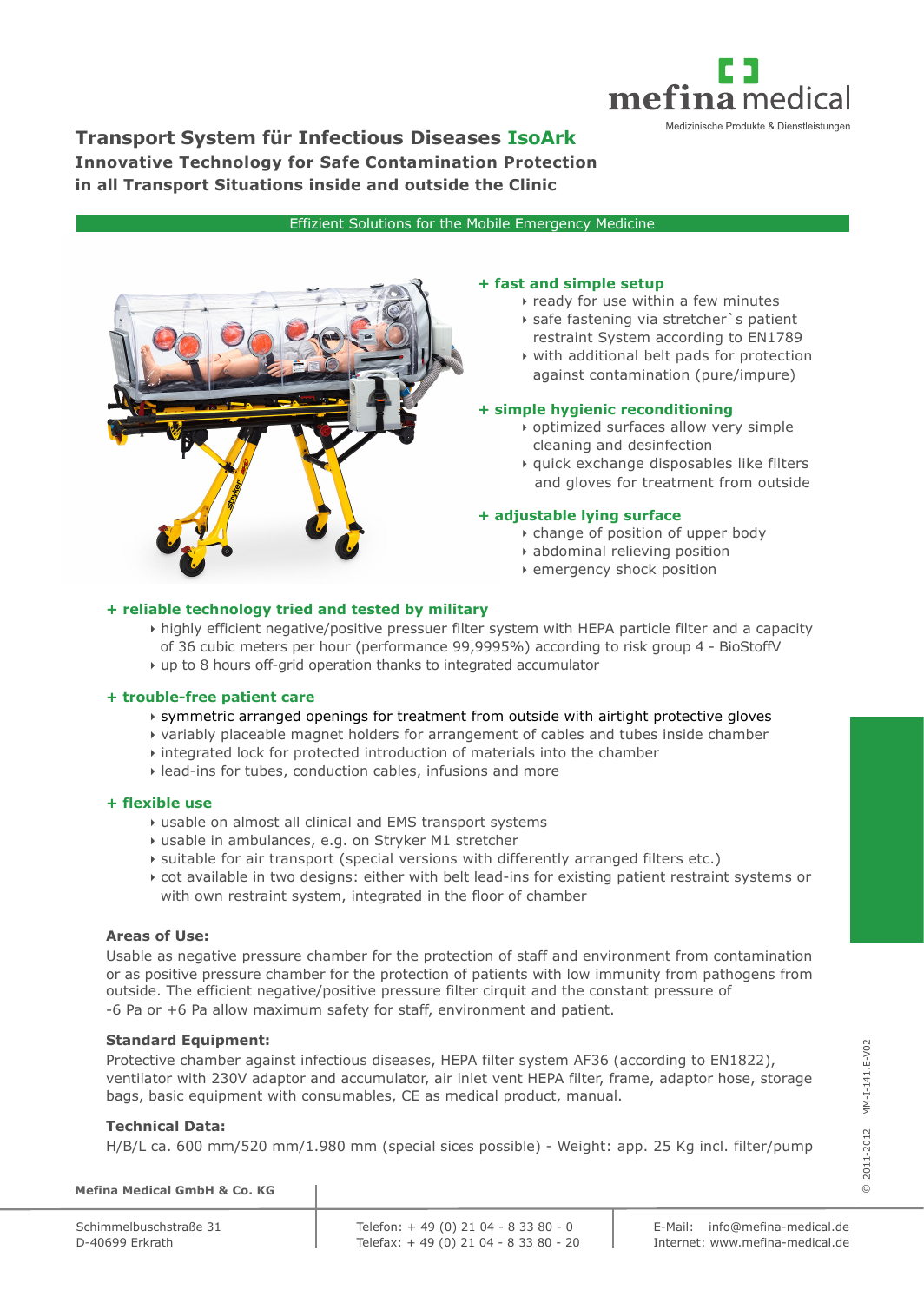mefina medical

Medizinische Produkte & Dienstleistungen

# Transport System für Infectious Diseases IsoArk

**Innovative Technology for Safe Contamination Protection in all Transport Situations inside and outside the Clinic**

Effizient Solutions for the Mobile Emergency Medicine

**+ fast and simple setup**

- ready for use within a few minutes
- safe fastening via stretcher`s patient restraint System according to EN1789
- with additional belt pads for protection against contamination (pure/impure)

**+ simple hygienic reconditioning**

- optimized surfaces allow very simple cleaning and desinfection
- quick exchange disposables like filters and gloves for treatment from outside

**+ adjustable lying surface**

- change of position of upper body
- abdominal relieving position
- emergency shock position

**+ reliable technology tried and tested by military**

- highly efficient negative/positive pressuer filter system with HEPA particle filter and a capacity of 36 cubic meters per hour (performance 99,9995%) according to risk group 4 - BioStoffV
- up to 8 hours off-grid operation thanks to integrated accumulator

**+ trouble-free patient care**

- symmetric arranged openings for treatment from outside with airtight protective gloves
- variably placeable magnet holders for arrangement of cables and tubes inside chamber
- integrated lock for protected introduction of materials into the chamber
- lead-ins for tubes, conduction cables, infusions and more

**+ flexible use**

- usable on almost all clinical and EMS transport systems
- usable in ambulances, e.g. on Stryker M1 stretcher
- suitable for air transport (special versions with differently arranged filters etc.)
- cot available in two designs: either with belt lead-ins for existing patient restraint systems or with own restraint system, integrated in the floor of chamber

**Areas of Use:**

Usable as negative pressure chamber for the protection of staff and environment from contamination or as positive pressure chamber for the protection of patients with low immunity from pathogens from outside. The efficient negative/positive pressure filter cirquit and the constant pressure of -6 Pa or +6 Pa allow maximum safety for staff, environment and patient.

**Standard Equipment:**

Protective chamber against infectious diseases, HEPA filter system AF36 (according to EN1822), ventilator with 230V adaptor and accumulator, air inlet vent HEPA filter, frame, adaptor hose, storage bags, basic equipment with consumables, CE as medical product, manual.

**Technical Data:**

H/B/L ca. 600 mm/520 mm/1.980 mm (special sices possible) - Weight: app. 25 Kg incl. filter/pump

© 2011-2012 MM-I-141.E-V02

**Mefina Medical GmbH & Co. KG**

Schimmelbuschstraße 31
D-40699 Erkrath

Telefon: + 49 (0) 21 04 - 8 33 80 - 0
Telefax: + 49 (0) 21 04 - 8 33 80 - 20

E-Mail: info@mefina-medical.de
Internet: www.mefina-medical.de